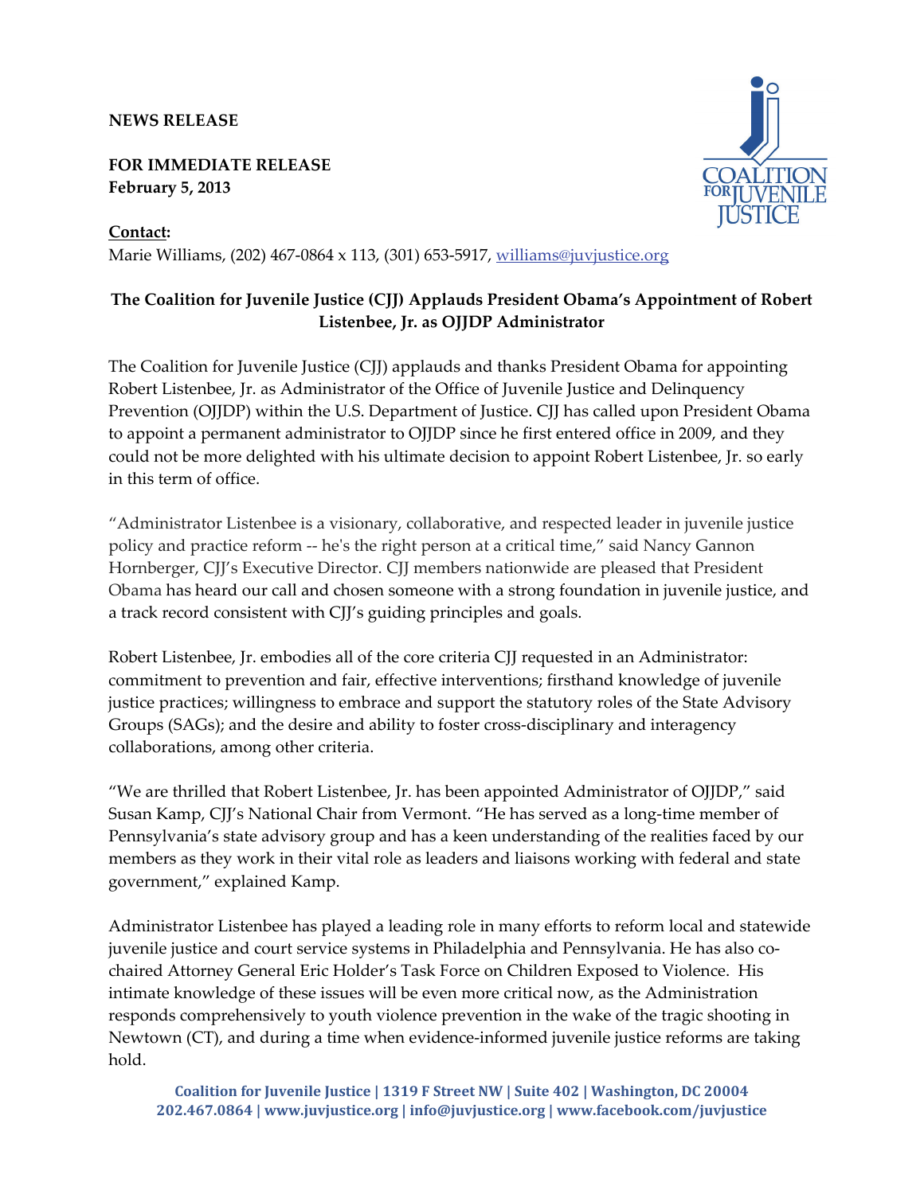**NEWS RELEASE**

**FOR IMMEDIATE RELEASE**
**February 5, 2013**

**Contact:**
Marie Williams, (202) 467-0864 x 113, (301) 653-5917, williams@juvjustice.org

## The Coalition for Juvenile Justice (CJJ) Applauds President Obama's Appointment of Robert Listenbee, Jr. as OJJDP Administrator

The Coalition for Juvenile Justice (CJJ) applauds and thanks President Obama for appointing Robert Listenbee, Jr. as Administrator of the Office of Juvenile Justice and Delinquency Prevention (OJJDP) within the U.S. Department of Justice. CJJ has called upon President Obama to appoint a permanent administrator to OJJDP since he first entered office in 2009, and they could not be more delighted with his ultimate decision to appoint Robert Listenbee, Jr. so early in this term of office.

"Administrator Listenbee is a visionary, collaborative, and respected leader in juvenile justice policy and practice reform -- he's the right person at a critical time," said Nancy Gannon Hornberger, CJJ's Executive Director. CJJ members nationwide are pleased that President Obama has heard our call and chosen someone with a strong foundation in juvenile justice, and a track record consistent with CJJ's guiding principles and goals.

Robert Listenbee, Jr. embodies all of the core criteria CJJ requested in an Administrator: commitment to prevention and fair, effective interventions; firsthand knowledge of juvenile justice practices; willingness to embrace and support the statutory roles of the State Advisory Groups (SAGs); and the desire and ability to foster cross-disciplinary and interagency collaborations, among other criteria.

"We are thrilled that Robert Listenbee, Jr. has been appointed Administrator of OJJDP," said Susan Kamp, CJJ's National Chair from Vermont. "He has served as a long-time member of Pennsylvania's state advisory group and has a keen understanding of the realities faced by our members as they work in their vital role as leaders and liaisons working with federal and state government," explained Kamp.

Administrator Listenbee has played a leading role in many efforts to reform local and statewide juvenile justice and court service systems in Philadelphia and Pennsylvania. He has also co-chaired Attorney General Eric Holder's Task Force on Children Exposed to Violence. His intimate knowledge of these issues will be even more critical now, as the Administration responds comprehensively to youth violence prevention in the wake of the tragic shooting in Newtown (CT), and during a time when evidence-informed juvenile justice reforms are taking hold.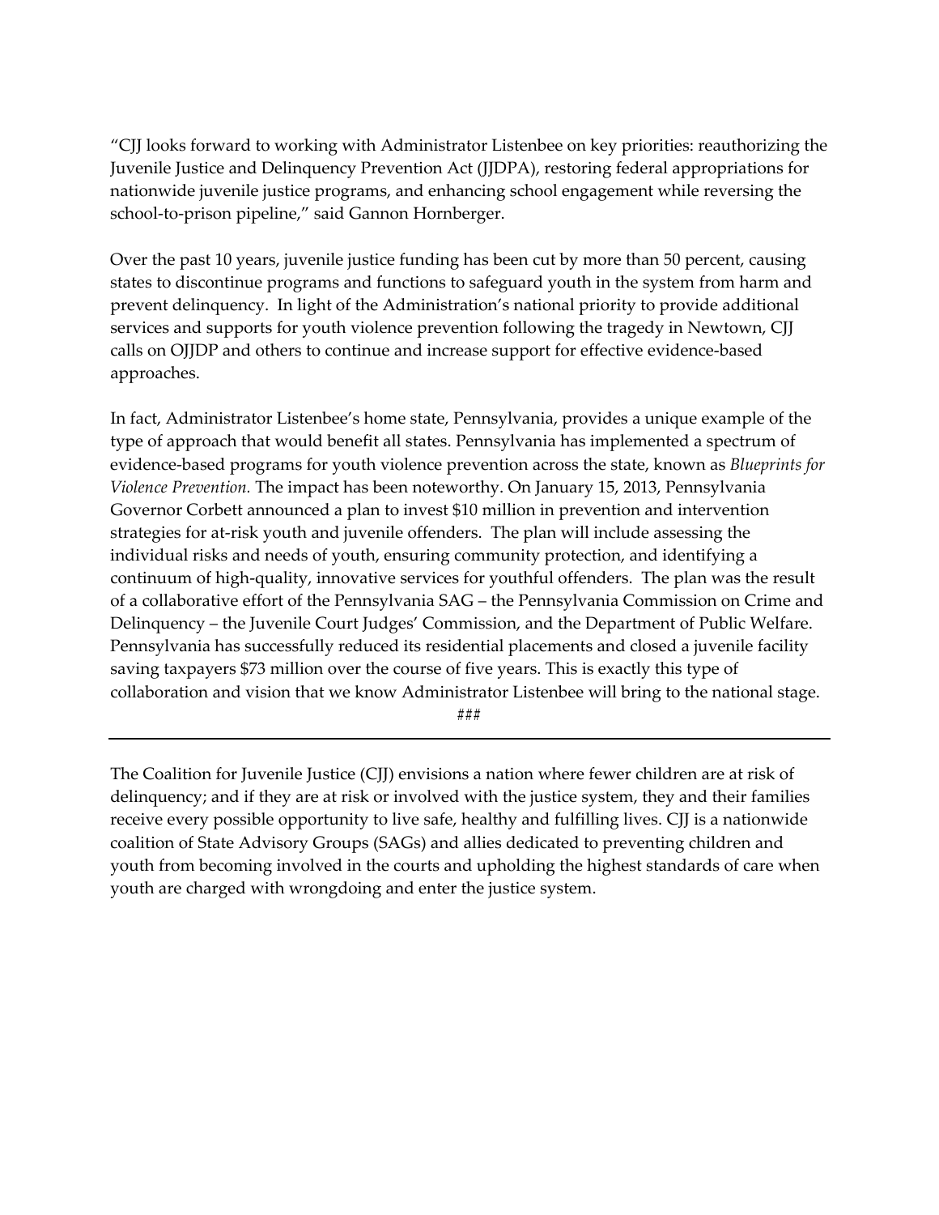"CJJ looks forward to working with Administrator Listenbee on key priorities: reauthorizing the Juvenile Justice and Delinquency Prevention Act (JJDPA), restoring federal appropriations for nationwide juvenile justice programs, and enhancing school engagement while reversing the school-to-prison pipeline," said Gannon Hornberger.

Over the past 10 years, juvenile justice funding has been cut by more than 50 percent, causing states to discontinue programs and functions to safeguard youth in the system from harm and prevent delinquency. In light of the Administration's national priority to provide additional services and supports for youth violence prevention following the tragedy in Newtown, CJJ calls on OJJDP and others to continue and increase support for effective evidence-based approaches.

In fact, Administrator Listenbee's home state, Pennsylvania, provides a unique example of the type of approach that would benefit all states. Pennsylvania has implemented a spectrum of evidence-based programs for youth violence prevention across the state, known as *Blueprints for Violence Prevention.* The impact has been noteworthy. On January 15, 2013, Pennsylvania Governor Corbett announced a plan to invest $10 million in prevention and intervention strategies for at-risk youth and juvenile offenders. The plan will include assessing the individual risks and needs of youth, ensuring community protection, and identifying a continuum of high-quality, innovative services for youthful offenders. The plan was the result of a collaborative effort of the Pennsylvania SAG – the Pennsylvania Commission on Crime and Delinquency – the Juvenile Court Judges' Commission, and the Department of Public Welfare. Pennsylvania has successfully reduced its residential placements and closed a juvenile facility saving taxpayers $73 million over the course of five years. This is exactly this type of collaboration and vision that we know Administrator Listenbee will bring to the national stage.

###

---

The Coalition for Juvenile Justice (CJJ) envisions a nation where fewer children are at risk of delinquency; and if they are at risk or involved with the justice system, they and their families receive every possible opportunity to live safe, healthy and fulfilling lives. CJJ is a nationwide coalition of State Advisory Groups (SAGs) and allies dedicated to preventing children and youth from becoming involved in the courts and upholding the highest standards of care when youth are charged with wrongdoing and enter the justice system.